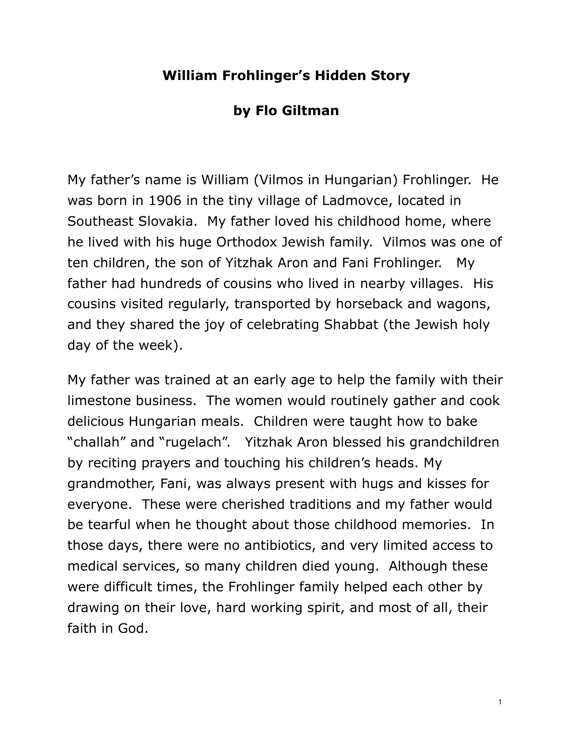# William Frohlinger's Hidden Story

## by Flo Giltman

My father's name is William (Vilmos in Hungarian) Frohlinger. He was born in 1906 in the tiny village of Ladmovce, located in Southeast Slovakia. My father loved his childhood home, where he lived with his huge Orthodox Jewish family. Vilmos was one of ten children, the son of Yitzhak Aron and Fani Frohlinger. My father had hundreds of cousins who lived in nearby villages. His cousins visited regularly, transported by horseback and wagons, and they shared the joy of celebrating Shabbat (the Jewish holy day of the week).

My father was trained at an early age to help the family with their limestone business. The women would routinely gather and cook delicious Hungarian meals. Children were taught how to bake "challah" and "rugelach". Yitzhak Aron blessed his grandchildren by reciting prayers and touching his children's heads. My grandmother, Fani, was always present with hugs and kisses for everyone. These were cherished traditions and my father would be tearful when he thought about those childhood memories. In those days, there were no antibiotics, and very limited access to medical services, so many children died young. Although these were difficult times, the Frohlinger family helped each other by drawing on their love, hard working spirit, and most of all, their faith in God.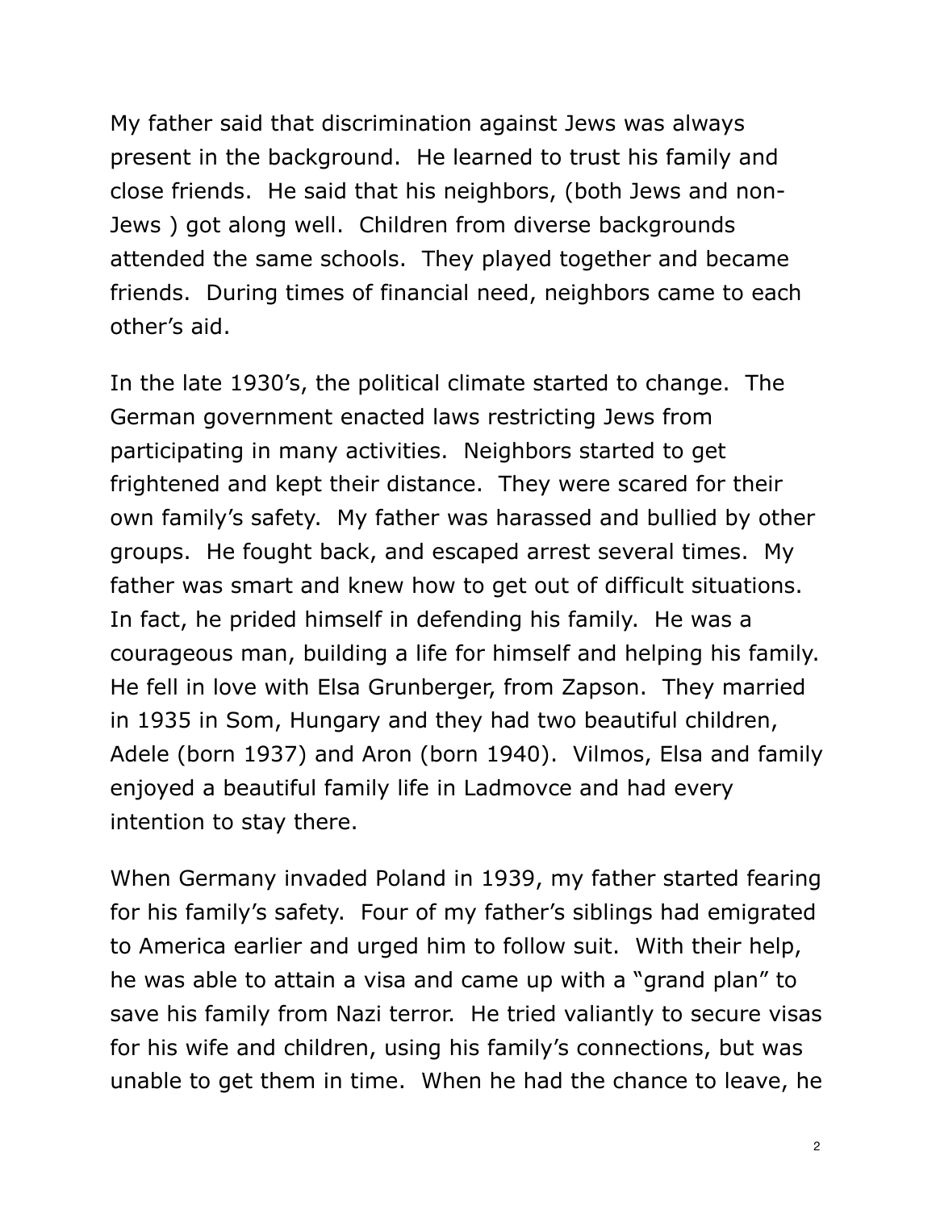My father said that discrimination against Jews was always present in the background. He learned to trust his family and close friends. He said that his neighbors, (both Jews and non-Jews ) got along well. Children from diverse backgrounds attended the same schools. They played together and became friends. During times of financial need, neighbors came to each other's aid.

In the late 1930's, the political climate started to change. The German government enacted laws restricting Jews from participating in many activities. Neighbors started to get frightened and kept their distance. They were scared for their own family's safety. My father was harassed and bullied by other groups. He fought back, and escaped arrest several times. My father was smart and knew how to get out of difficult situations. In fact, he prided himself in defending his family. He was a courageous man, building a life for himself and helping his family. He fell in love with Elsa Grunberger, from Zapson. They married in 1935 in Som, Hungary and they had two beautiful children, Adele (born 1937) and Aron (born 1940). Vilmos, Elsa and family enjoyed a beautiful family life in Ladmovce and had every intention to stay there.

When Germany invaded Poland in 1939, my father started fearing for his family's safety. Four of my father's siblings had emigrated to America earlier and urged him to follow suit. With their help, he was able to attain a visa and came up with a "grand plan" to save his family from Nazi terror. He tried valiantly to secure visas for his wife and children, using his family's connections, but was unable to get them in time. When he had the chance to leave, he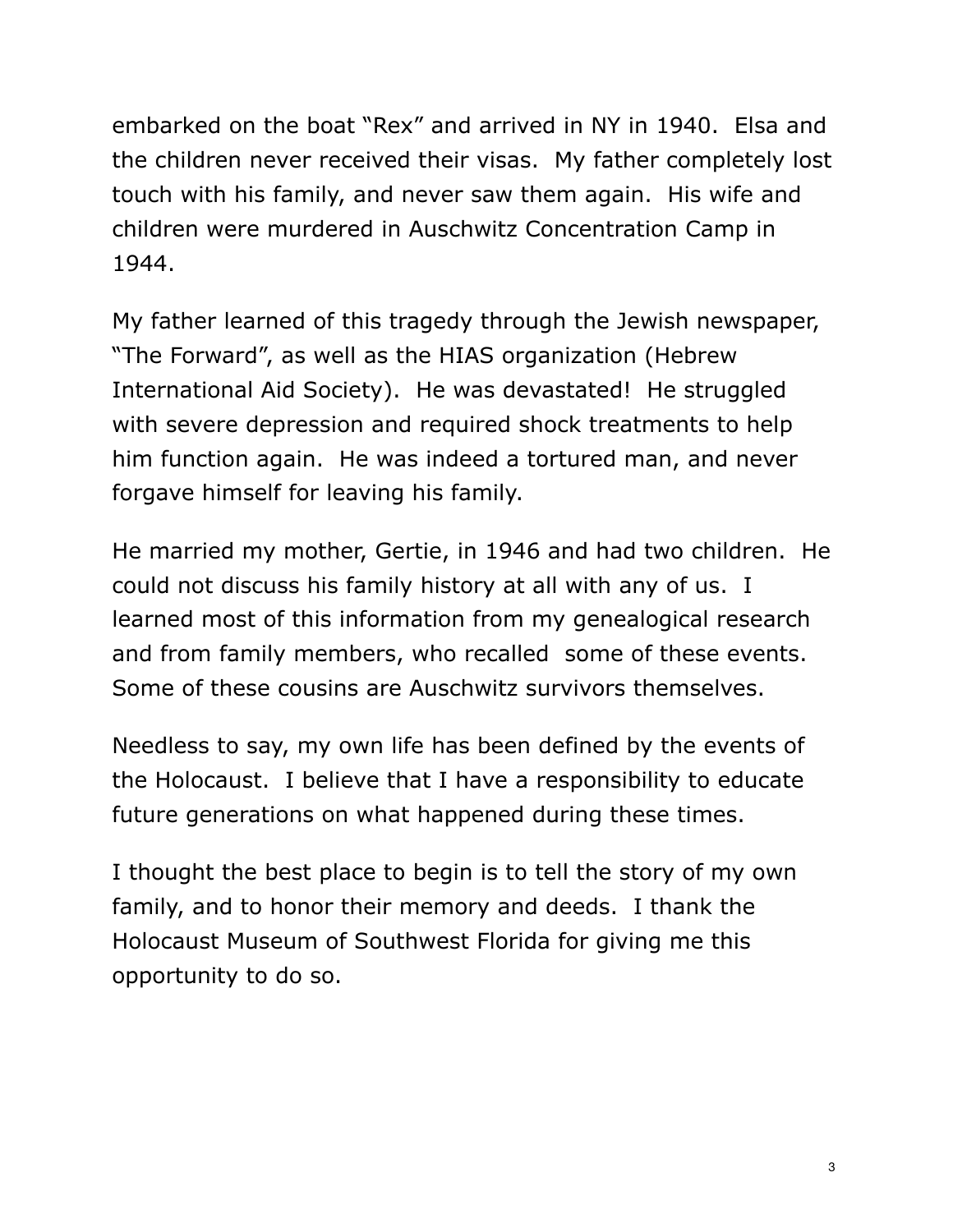embarked on the boat "Rex" and arrived in NY in 1940. Elsa and the children never received their visas. My father completely lost touch with his family, and never saw them again. His wife and children were murdered in Auschwitz Concentration Camp in 1944.

My father learned of this tragedy through the Jewish newspaper, "The Forward", as well as the HIAS organization (Hebrew International Aid Society). He was devastated! He struggled with severe depression and required shock treatments to help him function again. He was indeed a tortured man, and never forgave himself for leaving his family.

He married my mother, Gertie, in 1946 and had two children. He could not discuss his family history at all with any of us. I learned most of this information from my genealogical research and from family members, who recalled some of these events. Some of these cousins are Auschwitz survivors themselves.

Needless to say, my own life has been defined by the events of the Holocaust. I believe that I have a responsibility to educate future generations on what happened during these times.

I thought the best place to begin is to tell the story of my own family, and to honor their memory and deeds. I thank the Holocaust Museum of Southwest Florida for giving me this opportunity to do so.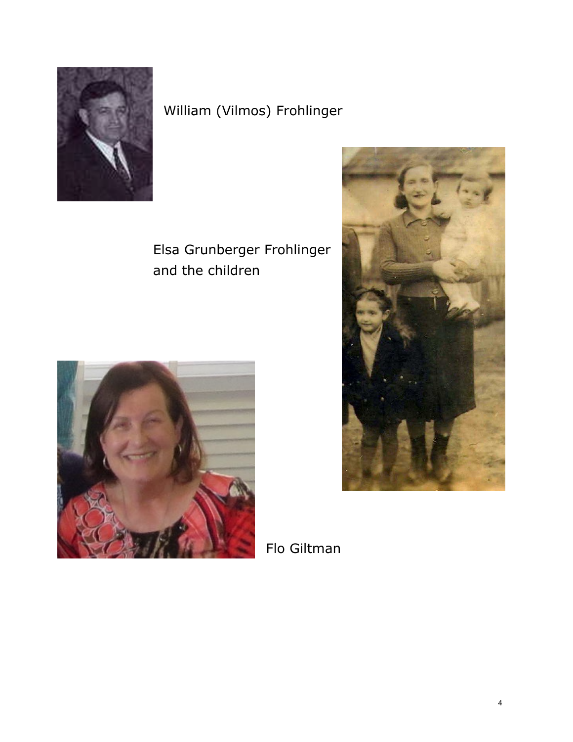William (Vilmos) Frohlinger

Elsa Grunberger Frohlinger
and the children

Flo Giltman